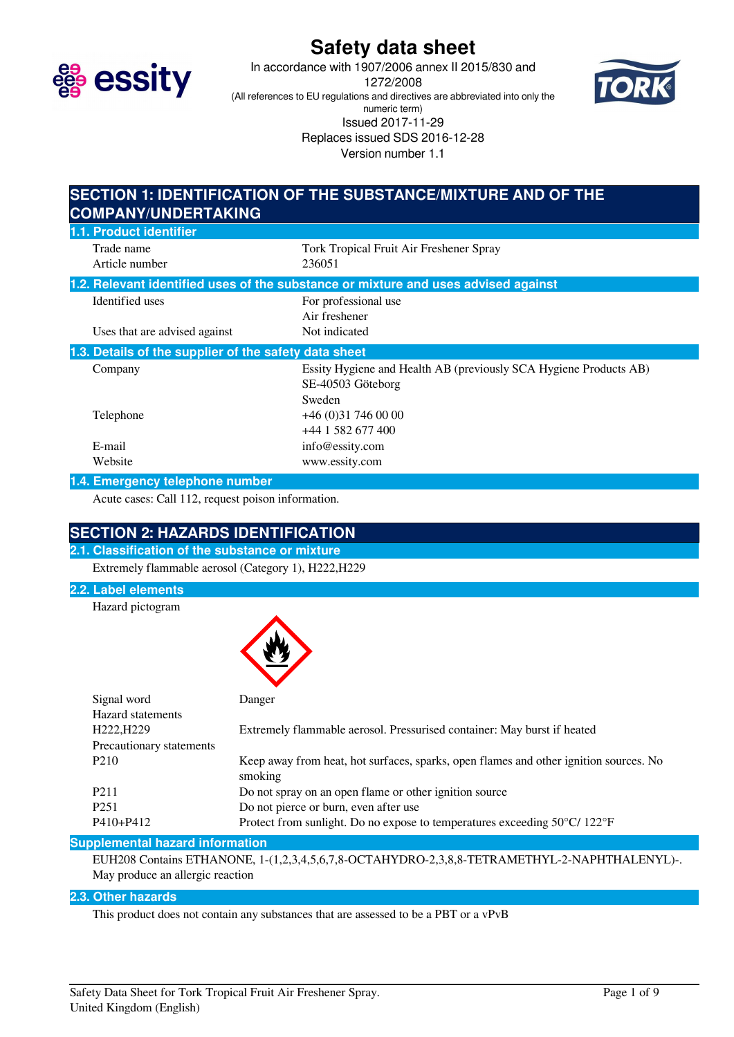# Safety data sheet

In accordance with 1907/2006 annex II 2015/830 and 1272/2008

(All references to EU regulations and directives are abbreviated into only the numeric term)

Issued 2017-11-29

Replaces issued SDS 2016-12-28

Version number 1.1

## SECTION 1: IDENTIFICATION OF THE SUBSTANCE/MIXTURE AND OF THE COMPANY/UNDERTAKING

### 1.1. Product identifier

| | |
|---|---|
| Trade name | Tork Tropical Fruit Air Freshener Spray |
| Article number | 236051 |

### 1.2. Relevant identified uses of the substance or mixture and uses advised against

| | |
|---|---|
| Identified uses | For professional use<br>Air freshener |
| Uses that are advised against | Not indicated |

### 1.3. Details of the supplier of the safety data sheet

| | |
|---|---|
| Company | Essity Hygiene and Health AB (previously SCA Hygiene Products AB)<br>SE-40503 Göteborg<br>Sweden |
| Telephone | +46 (0)31 746 00 00<br>+44 1 582 677 400 |
| E-mail | info@essity.com |
| Website | www.essity.com |

### 1.4. Emergency telephone number

Acute cases: Call 112, request poison information.

## SECTION 2: HAZARDS IDENTIFICATION

### 2.1. Classification of the substance or mixture

Extremely flammable aerosol (Category 1), H222,H229

### 2.2. Label elements

Hazard pictogram

| | |
|---|---|
| Signal word | Danger |
| Hazard statements | |
| H222,H229 | Extremely flammable aerosol. Pressurised container: May burst if heated |
| Precautionary statements | |
| P210 | Keep away from heat, hot surfaces, sparks, open flames and other ignition sources. No smoking |
| P211 | Do not spray on an open flame or other ignition source |
| P251 | Do not pierce or burn, even after use |
| P410+P412 | Protect from sunlight. Do no expose to temperatures exceeding 50°C/ 122°F |

### Supplemental hazard information

EUH208 Contains ETHANONE, 1-(1,2,3,4,5,6,7,8-OCTAHYDRO-2,3,8,8-TETRAMETHYL-2-NAPHTHALENYL)-. May produce an allergic reaction

### 2.3. Other hazards

This product does not contain any substances that are assessed to be a PBT or a vPvB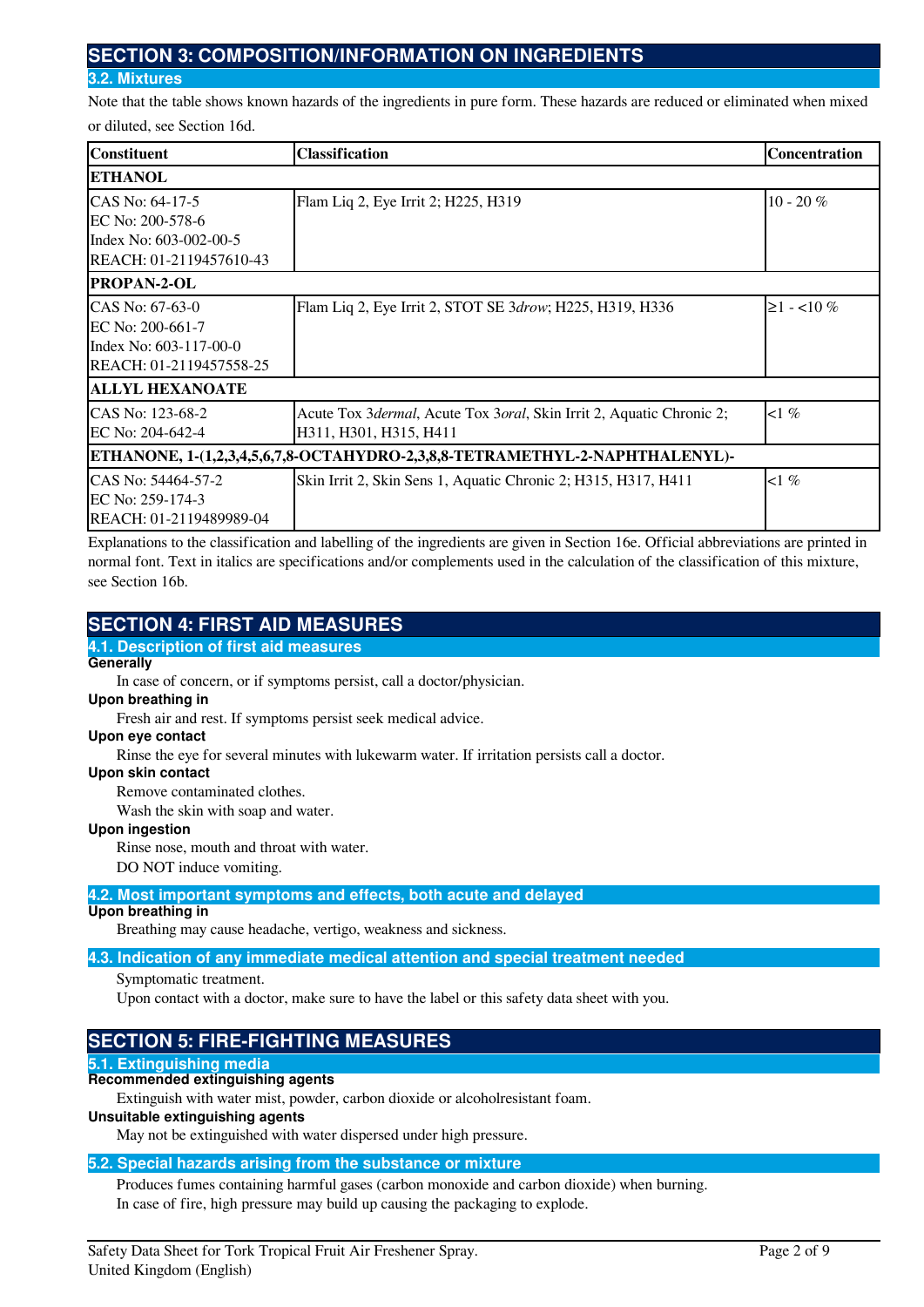## SECTION 3: COMPOSITION/INFORMATION ON INGREDIENTS

### 3.2. Mixtures

Note that the table shows known hazards of the ingredients in pure form. These hazards are reduced or eliminated when mixed or diluted, see Section 16d.

| Constituent | Classification | Concentration |
|---|---|---|
| **ETHANOL** | | |
| CAS No: 64-17-5<br>EC No: 200-578-6<br>Index No: 603-002-00-5<br>REACH: 01-2119457610-43 | Flam Liq 2, Eye Irrit 2; H225, H319 | 10 - 20 % |
| **PROPAN-2-OL** | | |
| CAS No: 67-63-0<br>EC No: 200-661-7<br>Index No: 603-117-00-0<br>REACH: 01-2119457558-25 | Flam Liq 2, Eye Irrit 2, STOT SE 3*drow*; H225, H319, H336 | ≥1 - <10 % |
| **ALLYL HEXANOATE** | | |
| CAS No: 123-68-2<br>EC No: 204-642-4 | Acute Tox 3*dermal*, Acute Tox 3*oral*, Skin Irrit 2, Aquatic Chronic 2; H311, H301, H315, H411 | <1 % |
| **ETHANONE, 1-(1,2,3,4,5,6,7,8-OCTAHYDRO-2,3,8,8-TETRAMETHYL-2-NAPHTHALENYL)-** | | |
| CAS No: 54464-57-2<br>EC No: 259-174-3<br>REACH: 01-2119489989-04 | Skin Irrit 2, Skin Sens 1, Aquatic Chronic 2; H315, H317, H411 | <1 % |

Explanations to the classification and labelling of the ingredients are given in Section 16e. Official abbreviations are printed in normal font. Text in italics are specifications and/or complements used in the calculation of the classification of this mixture, see Section 16b.

## SECTION 4: FIRST AID MEASURES

### 4.1. Description of first aid measures

**Generally**

In case of concern, or if symptoms persist, call a doctor/physician.

**Upon breathing in**

Fresh air and rest. If symptoms persist seek medical advice.

**Upon eye contact**

Rinse the eye for several minutes with lukewarm water. If irritation persists call a doctor.

**Upon skin contact**

Remove contaminated clothes.
Wash the skin with soap and water.

**Upon ingestion**

Rinse nose, mouth and throat with water.
DO NOT induce vomiting.

### 4.2. Most important symptoms and effects, both acute and delayed

**Upon breathing in**

Breathing may cause headache, vertigo, weakness and sickness.

### 4.3. Indication of any immediate medical attention and special treatment needed

Symptomatic treatment.
Upon contact with a doctor, make sure to have the label or this safety data sheet with you.

## SECTION 5: FIRE-FIGHTING MEASURES

### 5.1. Extinguishing media

**Recommended extinguishing agents**

Extinguish with water mist, powder, carbon dioxide or alcoholresistant foam.

**Unsuitable extinguishing agents**

May not be extinguished with water dispersed under high pressure.

### 5.2. Special hazards arising from the substance or mixture

Produces fumes containing harmful gases (carbon monoxide and carbon dioxide) when burning.
In case of fire, high pressure may build up causing the packaging to explode.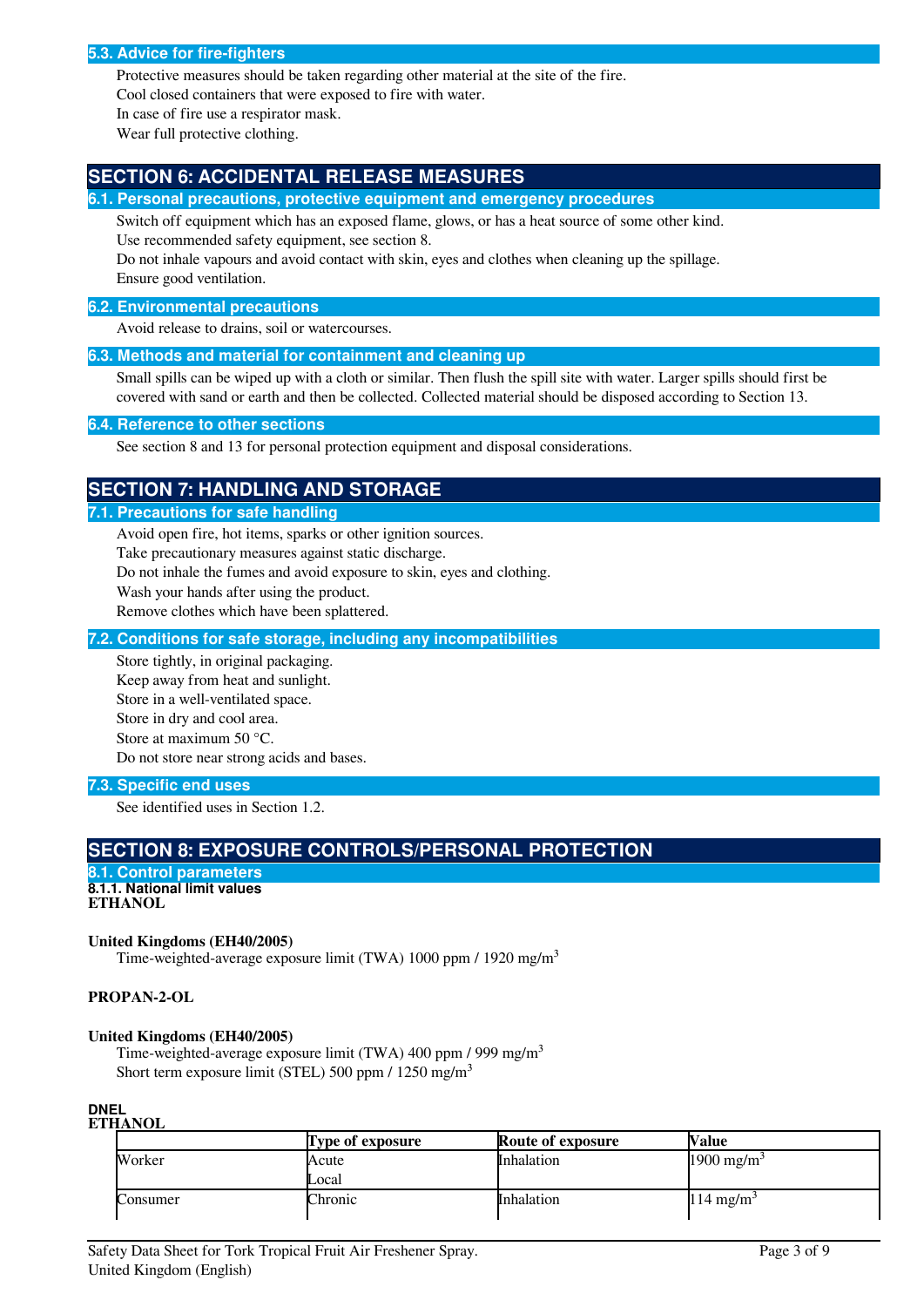### 5.3. Advice for fire-fighters

Protective measures should be taken regarding other material at the site of the fire.
Cool closed containers that were exposed to fire with water.
In case of fire use a respirator mask.
Wear full protective clothing.

## SECTION 6: ACCIDENTAL RELEASE MEASURES

### 6.1. Personal precautions, protective equipment and emergency procedures

Switch off equipment which has an exposed flame, glows, or has a heat source of some other kind.
Use recommended safety equipment, see section 8.
Do not inhale vapours and avoid contact with skin, eyes and clothes when cleaning up the spillage.
Ensure good ventilation.

### 6.2. Environmental precautions

Avoid release to drains, soil or watercourses.

### 6.3. Methods and material for containment and cleaning up

Small spills can be wiped up with a cloth or similar. Then flush the spill site with water. Larger spills should first be covered with sand or earth and then be collected. Collected material should be disposed according to Section 13.

### 6.4. Reference to other sections

See section 8 and 13 for personal protection equipment and disposal considerations.

## SECTION 7: HANDLING AND STORAGE

### 7.1. Precautions for safe handling

Avoid open fire, hot items, sparks or other ignition sources.
Take precautionary measures against static discharge.
Do not inhale the fumes and avoid exposure to skin, eyes and clothing.
Wash your hands after using the product.
Remove clothes which have been splattered.

### 7.2. Conditions for safe storage, including any incompatibilities

Store tightly, in original packaging.
Keep away from heat and sunlight.
Store in a well-ventilated space.
Store in dry and cool area.
Store at maximum 50 °C.
Do not store near strong acids and bases.

### 7.3. Specific end uses

See identified uses in Section 1.2.

## SECTION 8: EXPOSURE CONTROLS/PERSONAL PROTECTION

### 8.1. Control parameters

#### 8.1.1. National limit values

**ETHANOL**

**United Kingdoms (EH40/2005)**

Time-weighted-average exposure limit (TWA) 1000 ppm / 1920 mg/m$^3$

**PROPAN-2-OL**

**United Kingdoms (EH40/2005)**

Time-weighted-average exposure limit (TWA) 400 ppm / 999 mg/m$^3$
Short term exposure limit (STEL) 500 ppm / 1250 mg/m$^3$

**DNEL**

**ETHANOL**

| | Type of exposure | Route of exposure | Value |
|---|---|---|---|
| Worker | Acute<br>Local | Inhalation | 1900 mg/m$^3$ |
| Consumer | Chronic | Inhalation | 114 mg/m$^3$ |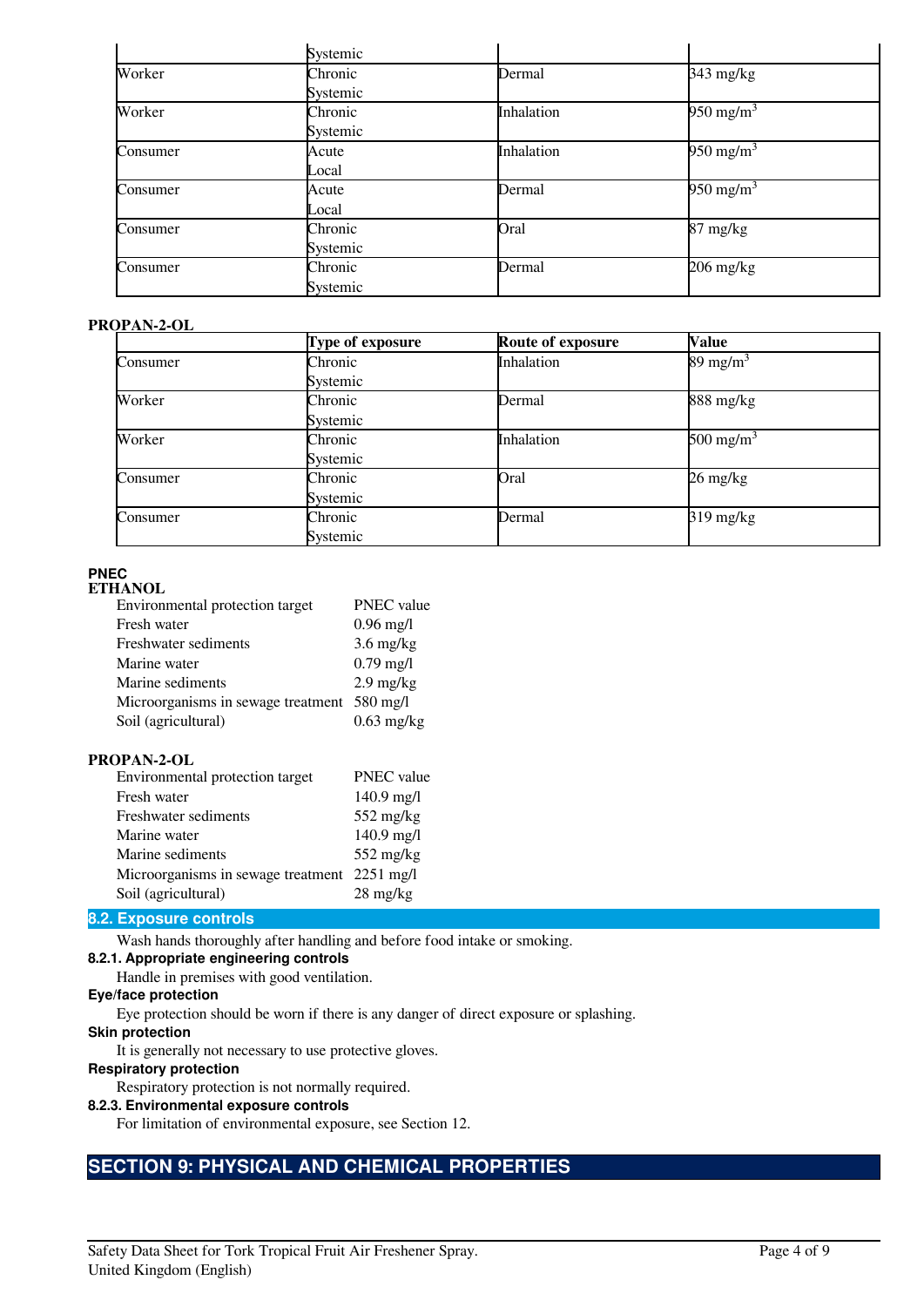| | Type of exposure | Route of exposure | Value |
|---|---|---|---|
| | Systemic | | |
| Worker | Chronic Systemic | Dermal | 343 mg/kg |
| Worker | Chronic Systemic | Inhalation | 950 $mg/m^3$ |
| Consumer | Acute Local | Inhalation | 950 $mg/m^3$ |
| Consumer | Acute Local | Dermal | 950 $mg/m^3$ |
| Consumer | Chronic Systemic | Oral | 87 mg/kg |
| Consumer | Chronic Systemic | Dermal | 206 mg/kg |

**PROPAN-2-OL**

| | Type of exposure | Route of exposure | Value |
|---|---|---|---|
| Consumer | Chronic Systemic | Inhalation | 89 $mg/m^3$ |
| Worker | Chronic Systemic | Dermal | 888 mg/kg |
| Worker | Chronic Systemic | Inhalation | 500 $mg/m^3$ |
| Consumer | Chronic Systemic | Oral | 26 mg/kg |
| Consumer | Chronic Systemic | Dermal | 319 mg/kg |

**PNEC**

**ETHANOL**

| Environmental protection target | PNEC value |
|---|---|
| Fresh water | 0.96 mg/l |
| Freshwater sediments | 3.6 mg/kg |
| Marine water | 0.79 mg/l |
| Marine sediments | 2.9 mg/kg |
| Microorganisms in sewage treatment | 580 mg/l |
| Soil (agricultural) | 0.63 mg/kg |

**PROPAN-2-OL**

| Environmental protection target | PNEC value |
|---|---|
| Fresh water | 140.9 mg/l |
| Freshwater sediments | 552 mg/kg |
| Marine water | 140.9 mg/l |
| Marine sediments | 552 mg/kg |
| Microorganisms in sewage treatment | 2251 mg/l |
| Soil (agricultural) | 28 mg/kg |

### 8.2. Exposure controls

Wash hands thoroughly after handling and before food intake or smoking.

**8.2.1. Appropriate engineering controls**

Handle in premises with good ventilation.

**Eye/face protection**

Eye protection should be worn if there is any danger of direct exposure or splashing.

**Skin protection**

It is generally not necessary to use protective gloves.

**Respiratory protection**

Respiratory protection is not normally required.

**8.2.3. Environmental exposure controls**

For limitation of environmental exposure, see Section 12.

## SECTION 9: PHYSICAL AND CHEMICAL PROPERTIES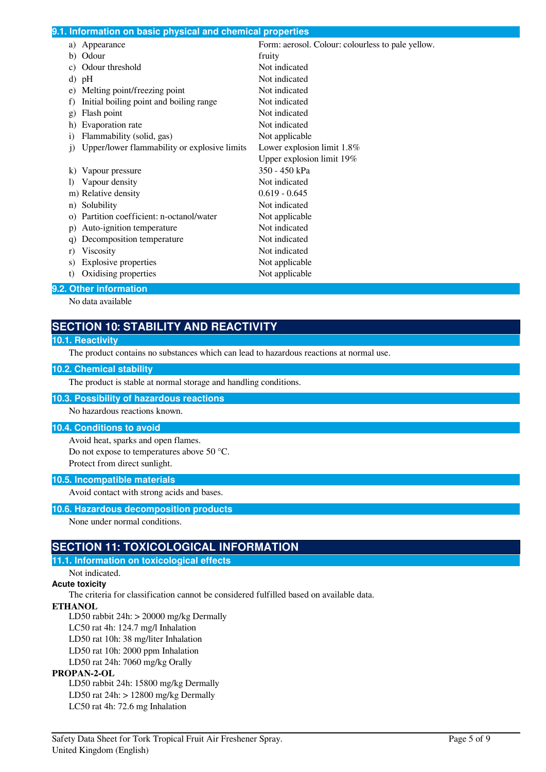### 9.1. Information on basic physical and chemical properties

| | |
|---|---|
| a) Appearance | Form: aerosol. Colour: colourless to pale yellow. |
| b) Odour | fruity |
| c) Odour threshold | Not indicated |
| d) pH | Not indicated |
| e) Melting point/freezing point | Not indicated |
| f) Initial boiling point and boiling range | Not indicated |
| g) Flash point | Not indicated |
| h) Evaporation rate | Not indicated |
| i) Flammability (solid, gas) | Not applicable |
| j) Upper/lower flammability or explosive limits | Lower explosion limit 1.8%<br>Upper explosion limit 19% |
| k) Vapour pressure | 350 - 450 kPa |
| l) Vapour density | Not indicated |
| m) Relative density | 0.619 - 0.645 |
| n) Solubility | Not indicated |
| o) Partition coefficient: n-octanol/water | Not applicable |
| p) Auto-ignition temperature | Not indicated |
| q) Decomposition temperature | Not indicated |
| r) Viscosity | Not indicated |
| s) Explosive properties | Not applicable |
| t) Oxidising properties | Not applicable |

### 9.2. Other information

No data available

## SECTION 10: STABILITY AND REACTIVITY

### 10.1. Reactivity

The product contains no substances which can lead to hazardous reactions at normal use.

### 10.2. Chemical stability

The product is stable at normal storage and handling conditions.

### 10.3. Possibility of hazardous reactions

No hazardous reactions known.

### 10.4. Conditions to avoid

Avoid heat, sparks and open flames.
Do not expose to temperatures above 50 °C.
Protect from direct sunlight.

### 10.5. Incompatible materials

Avoid contact with strong acids and bases.

### 10.6. Hazardous decomposition products

None under normal conditions.

## SECTION 11: TOXICOLOGICAL INFORMATION

### 11.1. Information on toxicological effects

Not indicated.

**Acute toxicity**

The criteria for classification cannot be considered fulfilled based on available data.

**ETHANOL**

LD50 rabbit 24h: > 20000 mg/kg Dermally
LC50 rat 4h: 124.7 mg/l Inhalation
LD50 rat 10h: 38 mg/liter Inhalation
LD50 rat 10h: 2000 ppm Inhalation
LD50 rat 24h: 7060 mg/kg Orally

**PROPAN-2-OL**

LD50 rabbit 24h: 15800 mg/kg Dermally
LD50 rat 24h: > 12800 mg/kg Dermally
LC50 rat 4h: 72.6 mg Inhalation

Safety Data Sheet for Tork Tropical Fruit Air Freshener Spray.
United Kingdom (English)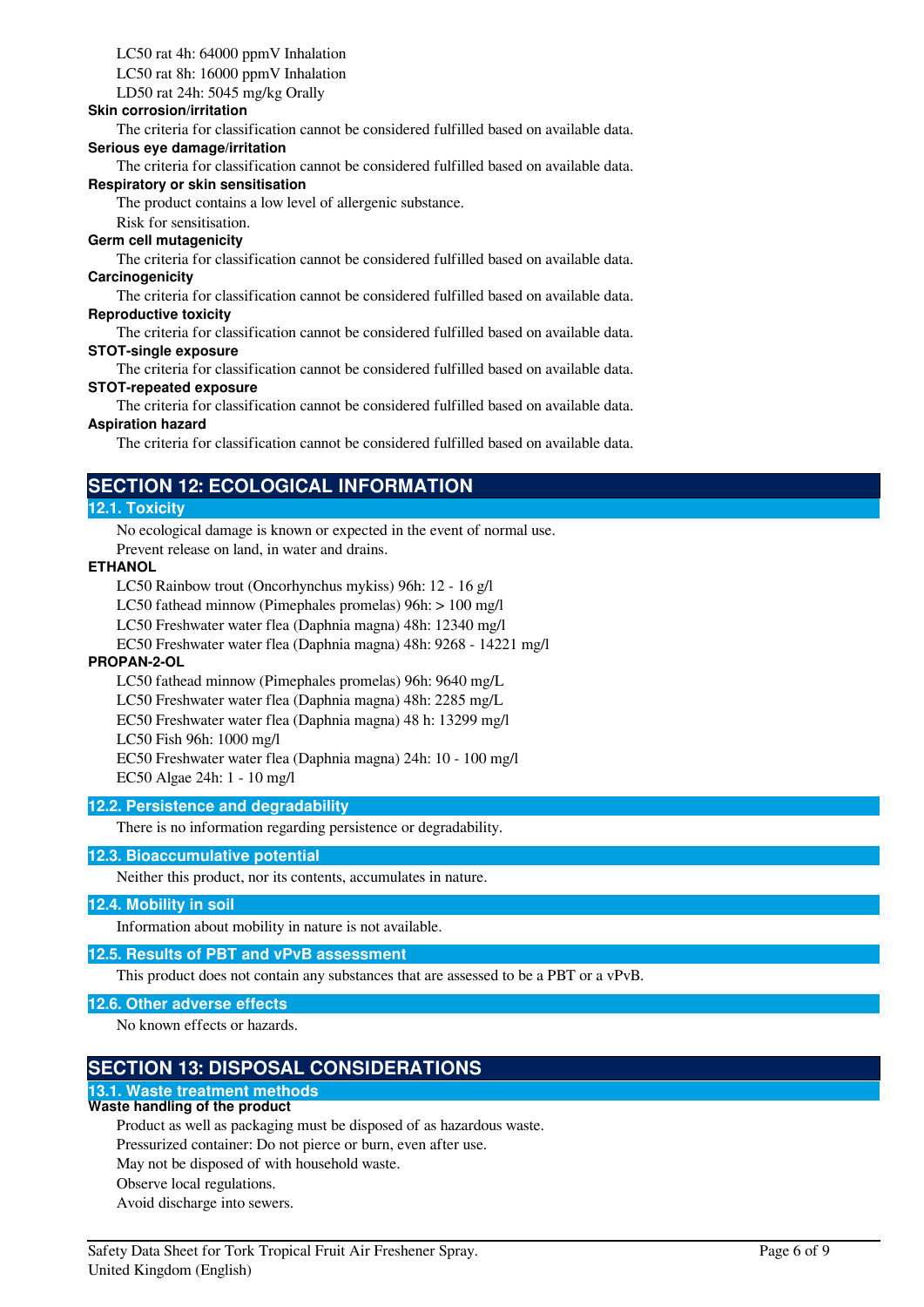LC50 rat 4h: 64000 ppmV Inhalation

LC50 rat 8h: 16000 ppmV Inhalation

LD50 rat 24h: 5045 mg/kg Orally

**Skin corrosion/irritation**

The criteria for classification cannot be considered fulfilled based on available data.

**Serious eye damage/irritation**

The criteria for classification cannot be considered fulfilled based on available data.

**Respiratory or skin sensitisation**

The product contains a low level of allergenic substance.

Risk for sensitisation.

**Germ cell mutagenicity**

The criteria for classification cannot be considered fulfilled based on available data.

**Carcinogenicity**

The criteria for classification cannot be considered fulfilled based on available data.

**Reproductive toxicity**

The criteria for classification cannot be considered fulfilled based on available data.

**STOT-single exposure**

The criteria for classification cannot be considered fulfilled based on available data.

**STOT-repeated exposure**

The criteria for classification cannot be considered fulfilled based on available data.

**Aspiration hazard**

The criteria for classification cannot be considered fulfilled based on available data.

# SECTION 12: ECOLOGICAL INFORMATION

## 12.1. Toxicity

No ecological damage is known or expected in the event of normal use.

Prevent release on land, in water and drains.

**ETHANOL**

LC50 Rainbow trout (Oncorhynchus mykiss) 96h: 12 - 16 g/l

LC50 fathead minnow (Pimephales promelas) 96h: > 100 mg/l

LC50 Freshwater water flea (Daphnia magna) 48h: 12340 mg/l

EC50 Freshwater water flea (Daphnia magna) 48h: 9268 - 14221 mg/l

**PROPAN-2-OL**

LC50 fathead minnow (Pimephales promelas) 96h: 9640 mg/L

LC50 Freshwater water flea (Daphnia magna) 48h: 2285 mg/L

EC50 Freshwater water flea (Daphnia magna) 48 h: 13299 mg/l

LC50 Fish 96h: 1000 mg/l

EC50 Freshwater water flea (Daphnia magna) 24h: 10 - 100 mg/l

EC50 Algae 24h: 1 - 10 mg/l

## 12.2. Persistence and degradability

There is no information regarding persistence or degradability.

## 12.3. Bioaccumulative potential

Neither this product, nor its contents, accumulates in nature.

## 12.4. Mobility in soil

Information about mobility in nature is not available.

## 12.5. Results of PBT and vPvB assessment

This product does not contain any substances that are assessed to be a PBT or a vPvB.

## 12.6. Other adverse effects

No known effects or hazards.

# SECTION 13: DISPOSAL CONSIDERATIONS

## 13.1. Waste treatment methods

**Waste handling of the product**

Product as well as packaging must be disposed of as hazardous waste.

Pressurized container: Do not pierce or burn, even after use.

May not be disposed of with household waste.

Observe local regulations.

Avoid discharge into sewers.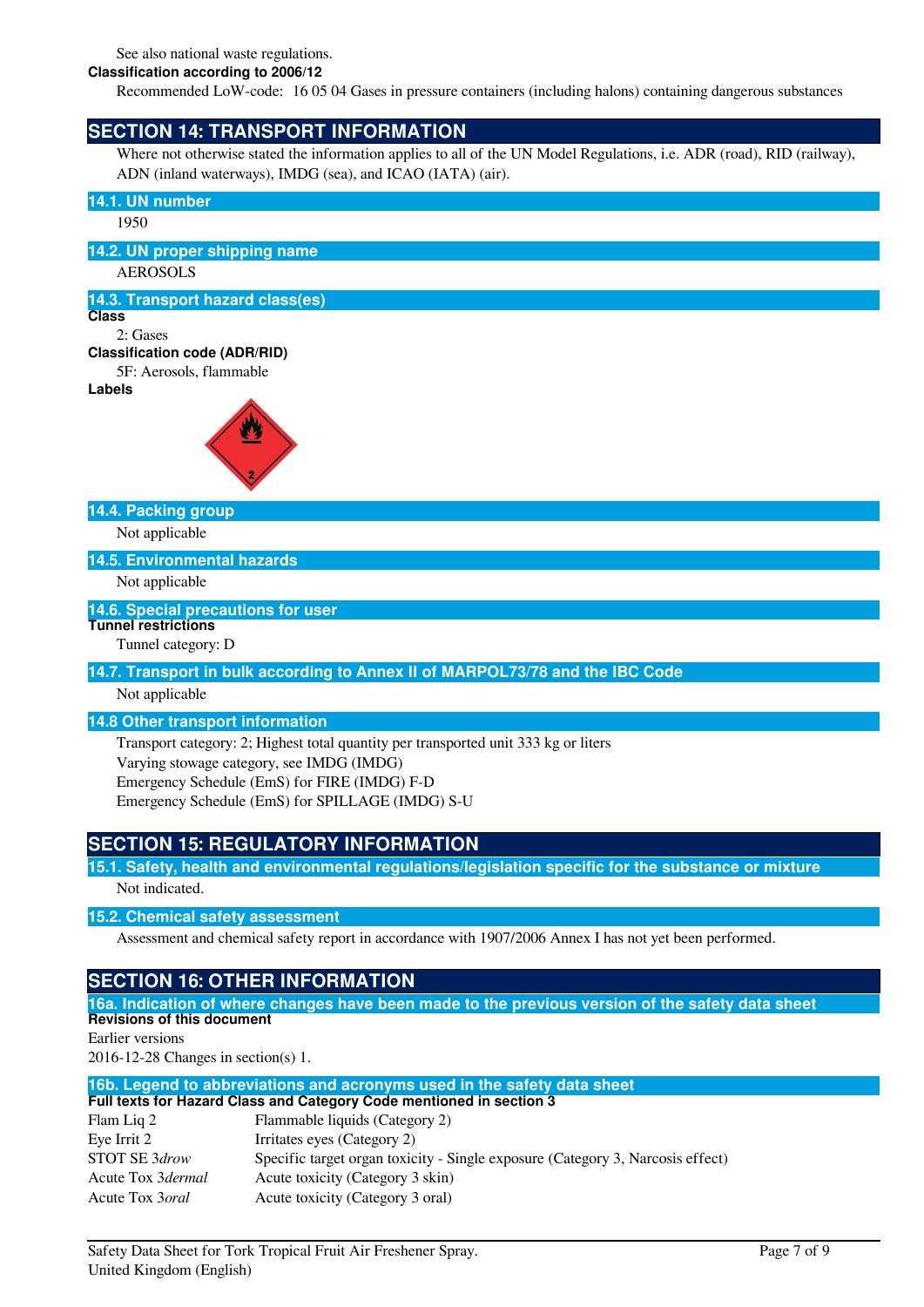See also national waste regulations.

**Classification according to 2006/12**

Recommended LoW-code: 16 05 04 Gases in pressure containers (including halons) containing dangerous substances

## SECTION 14: TRANSPORT INFORMATION

Where not otherwise stated the information applies to all of the UN Model Regulations, i.e. ADR (road), RID (railway), ADN (inland waterways), IMDG (sea), and ICAO (IATA) (air).

### 14.1. UN number

1950

### 14.2. UN proper shipping name

AEROSOLS

### 14.3. Transport hazard class(es)

**Class**

2: Gases

**Classification code (ADR/RID)**

5F: Aerosols, flammable

**Labels**

### 14.4. Packing group

Not applicable

### 14.5. Environmental hazards

Not applicable

### 14.6. Special precautions for user

**Tunnel restrictions**

Tunnel category: D

### 14.7. Transport in bulk according to Annex II of MARPOL73/78 and the IBC Code

Not applicable

### 14.8 Other transport information

Transport category: 2; Highest total quantity per transported unit 333 kg or liters
Varying stowage category, see IMDG (IMDG)
Emergency Schedule (EmS) for FIRE (IMDG) F-D
Emergency Schedule (EmS) for SPILLAGE (IMDG) S-U

## SECTION 15: REGULATORY INFORMATION

### 15.1. Safety, health and environmental regulations/legislation specific for the substance or mixture

Not indicated.

### 15.2. Chemical safety assessment

Assessment and chemical safety report in accordance with 1907/2006 Annex I has not yet been performed.

## SECTION 16: OTHER INFORMATION

### 16a. Indication of where changes have been made to the previous version of the safety data sheet

**Revisions of this document**

Earlier versions

2016-12-28 Changes in section(s) 1.

### 16b. Legend to abbreviations and acronyms used in the safety data sheet

**Full texts for Hazard Class and Category Code mentioned in section 3**

| | |
|---|---|
| Flam Liq 2 | Flammable liquids (Category 2) |
| Eye Irrit 2 | Irritates eyes (Category 2) |
| STOT SE 3*drow* | Specific target organ toxicity - Single exposure (Category 3, Narcosis effect) |
| Acute Tox 3*dermal* | Acute toxicity (Category 3 skin) |
| Acute Tox 3*oral* | Acute toxicity (Category 3 oral) |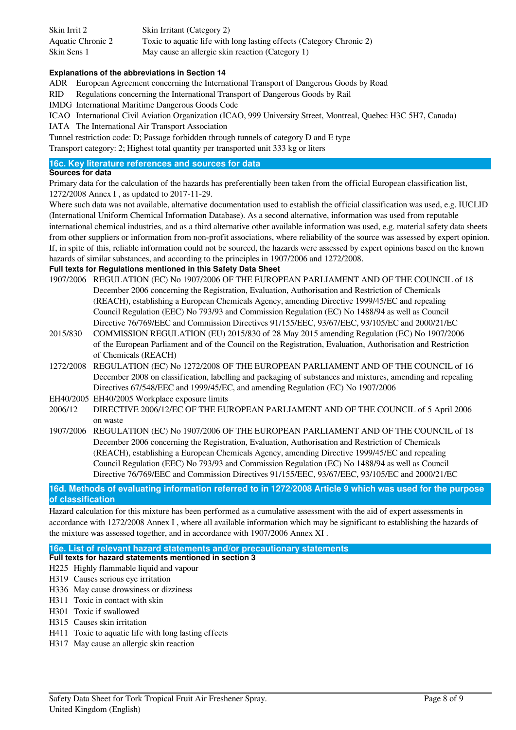| | |
|---|---|
| Skin Irrit 2 | Skin Irritant (Category 2) |
| Aquatic Chronic 2 | Toxic to aquatic life with long lasting effects (Category Chronic 2) |
| Skin Sens 1 | May cause an allergic skin reaction (Category 1) |

**Explanations of the abbreviations in Section 14**

| | |
|---|---|
| ADR | European Agreement concerning the International Transport of Dangerous Goods by Road |
| RID | Regulations concerning the International Transport of Dangerous Goods by Rail |
| IMDG | International Maritime Dangerous Goods Code |
| ICAO | International Civil Aviation Organization (ICAO, 999 University Street, Montreal, Quebec H3C 5H7, Canada) |
| IATA | The International Air Transport Association |

Tunnel restriction code: D; Passage forbidden through tunnels of category D and E type

Transport category: 2; Highest total quantity per transported unit 333 kg or liters

## 16c. Key literature references and sources for data

**Sources for data**

Primary data for the calculation of the hazards has preferentially been taken from the official European classification list, 1272/2008 Annex I , as updated to 2017-11-29.

Where such data was not available, alternative documentation used to establish the official classification was used, e.g. IUCLID (International Uniform Chemical Information Database). As a second alternative, information was used from reputable international chemical industries, and as a third alternative other available information was used, e.g. material safety data sheets from other suppliers or information from non-profit associations, where reliability of the source was assessed by expert opinion. If, in spite of this, reliable information could not be sourced, the hazards were assessed by expert opinions based on the known hazards of similar substances, and according to the principles in 1907/2006 and 1272/2008.

**Full texts for Regulations mentioned in this Safety Data Sheet**

| | |
|---|---|
| 1907/2006 | REGULATION (EC) No 1907/2006 OF THE EUROPEAN PARLIAMENT AND OF THE COUNCIL of 18 December 2006 concerning the Registration, Evaluation, Authorisation and Restriction of Chemicals (REACH), establishing a European Chemicals Agency, amending Directive 1999/45/EC and repealing Council Regulation (EEC) No 793/93 and Commission Regulation (EC) No 1488/94 as well as Council Directive 76/769/EEC and Commission Directives 91/155/EEC, 93/67/EEC, 93/105/EC and 2000/21/EC |
| 2015/830 | COMMISSION REGULATION (EU) 2015/830 of 28 May 2015 amending Regulation (EC) No 1907/2006 of the European Parliament and of the Council on the Registration, Evaluation, Authorisation and Restriction of Chemicals (REACH) |
| 1272/2008 | REGULATION (EC) No 1272/2008 OF THE EUROPEAN PARLIAMENT AND OF THE COUNCIL of 16 December 2008 on classification, labelling and packaging of substances and mixtures, amending and repealing Directives 67/548/EEC and 1999/45/EC, and amending Regulation (EC) No 1907/2006 |
| EH40/2005 | EH40/2005 Workplace exposure limits |
| 2006/12 | DIRECTIVE 2006/12/EC OF THE EUROPEAN PARLIAMENT AND OF THE COUNCIL of 5 April 2006 on waste |
| 1907/2006 | REGULATION (EC) No 1907/2006 OF THE EUROPEAN PARLIAMENT AND OF THE COUNCIL of 18 December 2006 concerning the Registration, Evaluation, Authorisation and Restriction of Chemicals (REACH), establishing a European Chemicals Agency, amending Directive 1999/45/EC and repealing Council Regulation (EEC) No 793/93 and Commission Regulation (EC) No 1488/94 as well as Council Directive 76/769/EEC and Commission Directives 91/155/EEC, 93/67/EEC, 93/105/EC and 2000/21/EC |

## 16d. Methods of evaluating information referred to in 1272/2008 Article 9 which was used for the purpose of classification

Hazard calculation for this mixture has been performed as a cumulative assessment with the aid of expert assessments in accordance with 1272/2008 Annex I , where all available information which may be significant to establishing the hazards of the mixture was assessed together, and in accordance with 1907/2006 Annex XI .

## 16e. List of relevant hazard statements and/or precautionary statements

**Full texts for hazard statements mentioned in section 3**

| | |
|---|---|
| H225 | Highly flammable liquid and vapour |
| H319 | Causes serious eye irritation |
| H336 | May cause drowsiness or dizziness |
| H311 | Toxic in contact with skin |
| H301 | Toxic if swallowed |
| H315 | Causes skin irritation |
| H411 | Toxic to aquatic life with long lasting effects |
| H317 | May cause an allergic skin reaction |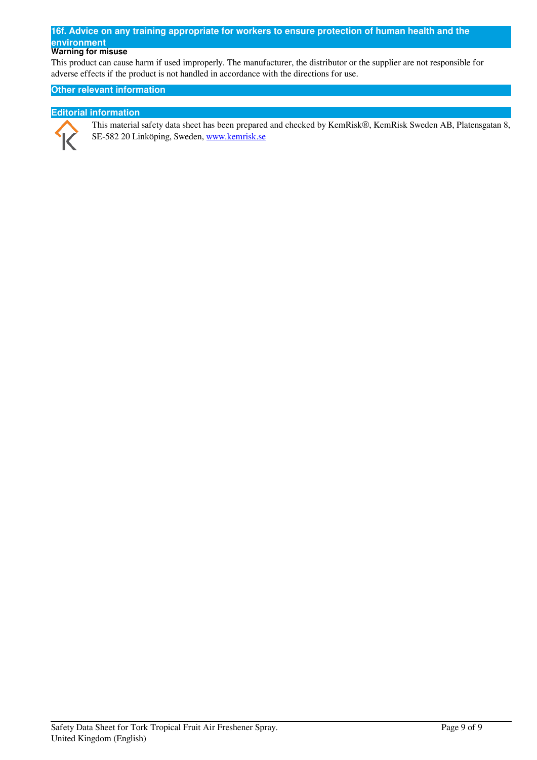## 16f. Advice on any training appropriate for workers to ensure protection of human health and the environment

**Warning for misuse**

This product can cause harm if used improperly. The manufacturer, the distributor or the supplier are not responsible for adverse effects if the product is not handled in accordance with the directions for use.

## Other relevant information

## Editorial information

This material safety data sheet has been prepared and checked by KemRisk®, KemRisk Sweden AB, Platensgatan 8, SE-582 20 Linköping, Sweden, [www.kemrisk.se](http://www.kemrisk.se)